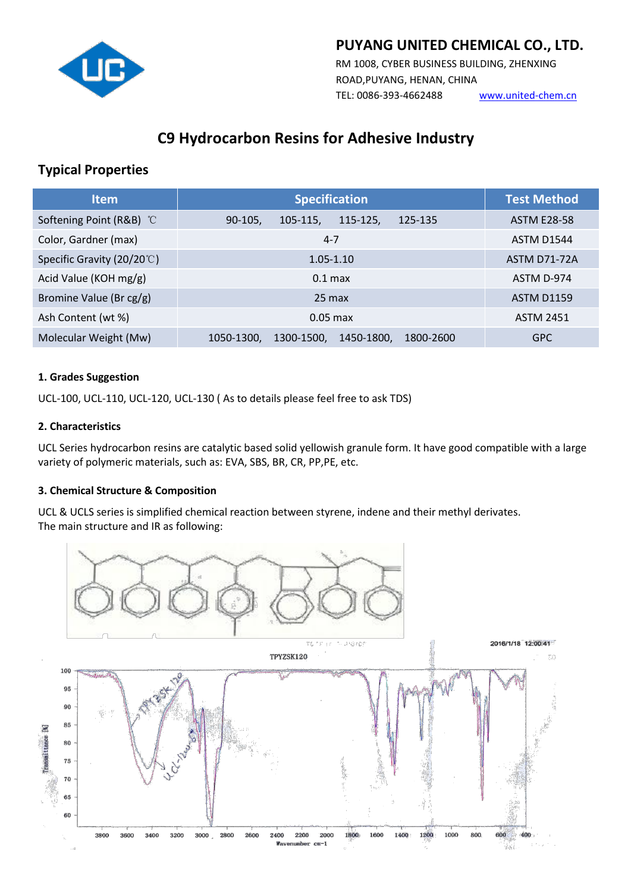**PUYANG UNITED CHEMICAL CO., LTD.**

RM 1008, CYBER BUSINESS BUILDING, ZHENXING ROAD,PUYANG, HENAN, CHINA

TEL: 0086-393-4662488 www.united-chem.cn

# C9 Hydrocarbon Resins for Adhesive Industry

## Typical Properties

| Item | Specification | Test Method |
|---|---|---|
| Softening Point (R&B) ℃ | 90-105, 105-115, 115-125, 125-135 | ASTM E28-58 |
| Color, Gardner (max) | 4-7 | ASTM D1544 |
| Specific Gravity (20/20℃) | 1.05-1.10 | ASTM D71-72A |
| Acid Value (KOH mg/g) | 0.1 max | ASTM D-974 |
| Bromine Value (Br cg/g) | 25 max | ASTM D1159 |
| Ash Content (wt %) | 0.05 max | ASTM 2451 |
| Molecular Weight (Mw) | 1050-1300, 1300-1500, 1450-1800, 1800-2600 | GPC |

**1. Grades Suggestion**

UCL-100, UCL-110, UCL-120, UCL-130 ( As to details please feel free to ask TDS)

**2. Characteristics**

UCL Series hydrocarbon resins are catalytic based solid yellowish granule form. It have good compatible with a large variety of polymeric materials, such as: EVA, SBS, BR, CR, PP,PE, etc.

**3. Chemical Structure & Composition**

UCL & UCLS series is simplified chemical reaction between styrene, indene and their methyl derivates.
The main structure and IR as following: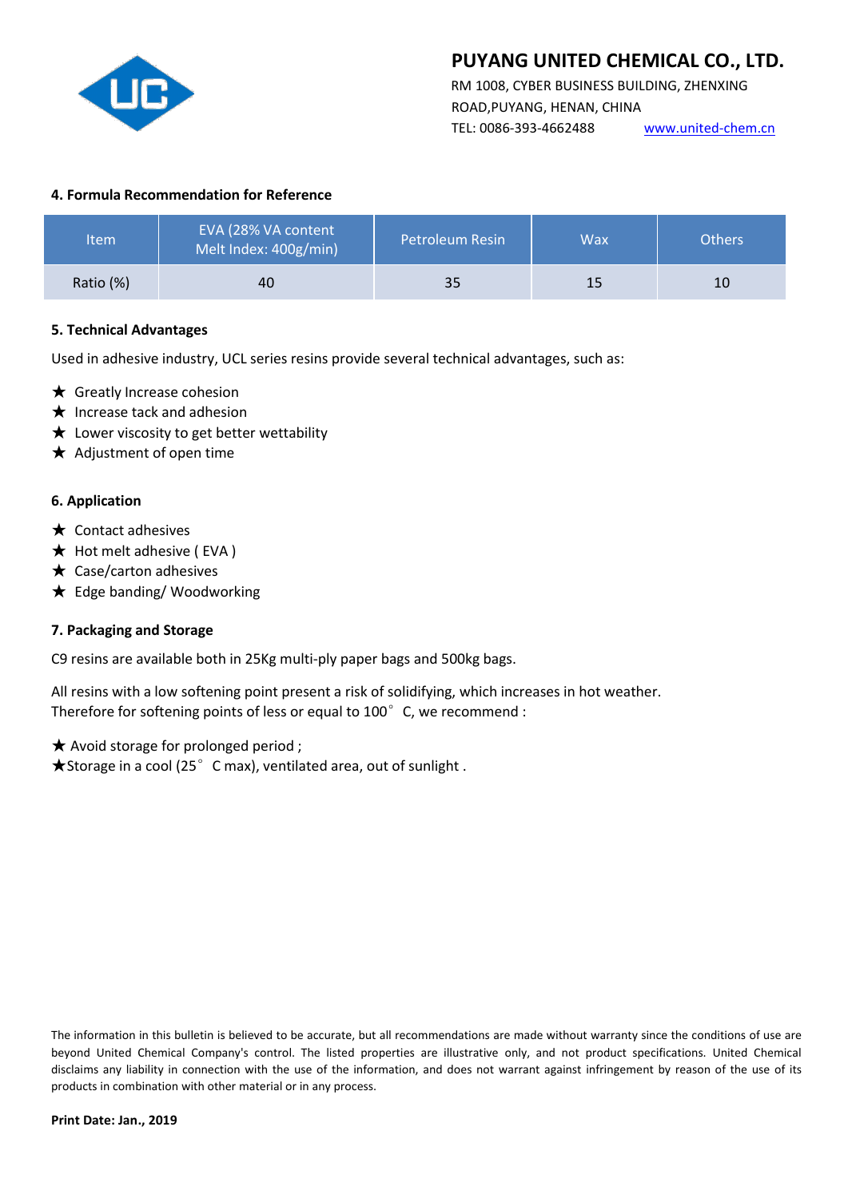## 4. Formula Recommendation for Reference

| Item | EVA (28% VA content Melt Index: 400g/min) | Petroleum Resin | Wax | Others |
|---|---|---|---|---|
| Ratio (%) | 40 | 35 | 15 | 10 |

## 5. Technical Advantages

Used in adhesive industry, UCL series resins provide several technical advantages, such as:

★ Greatly Increase cohesion
★ Increase tack and adhesion
★ Lower viscosity to get better wettability
★ Adjustment of open time

## 6. Application

★ Contact adhesives
★ Hot melt adhesive ( EVA )
★ Case/carton adhesives
★ Edge banding/ Woodworking

## 7. Packaging and Storage

C9 resins are available both in 25Kg multi-ply paper bags and 500kg bags.

All resins with a low softening point present a risk of solidifying, which increases in hot weather. Therefore for softening points of less or equal to 100° C, we recommend :

★ Avoid storage for prolonged period ;
★Storage in a cool (25° C max), ventilated area, out of sunlight .

The information in this bulletin is believed to be accurate, but all recommendations are made without warranty since the conditions of use are beyond United Chemical Company's control. The listed properties are illustrative only, and not product specifications. United Chemical disclaims any liability in connection with the use of the information, and does not warrant against infringement by reason of the use of its products in combination with other material or in any process.

**Print Date: Jan., 2019**